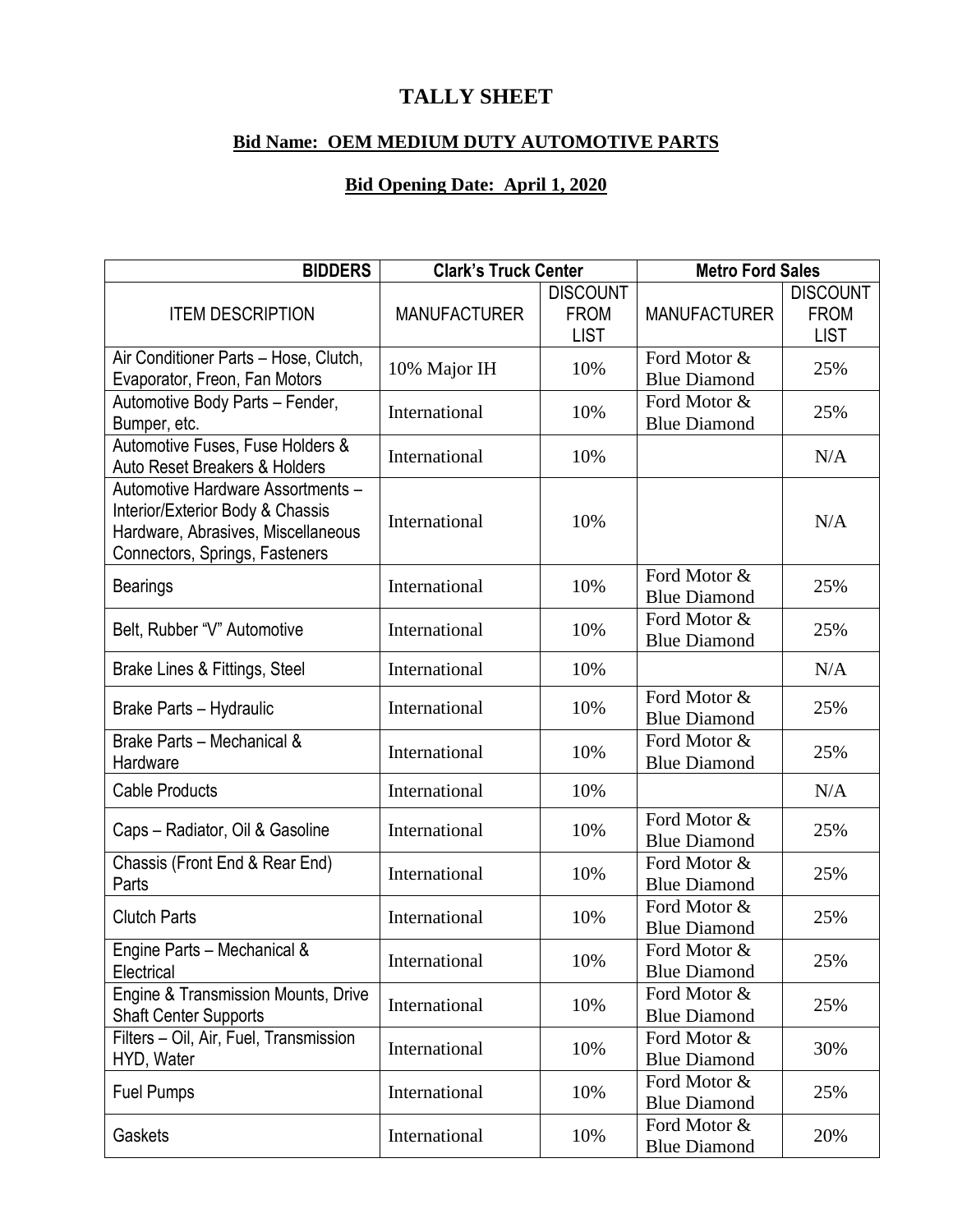# TALLY SHEET

## Bid Name: OEM MEDIUM DUTY AUTOMOTIVE PARTS

## Bid Opening Date: April 1, 2020

| BIDDERS | Clark's Truck Center | | Metro Ford Sales | |
|---|---|---|---|---|
| ITEM DESCRIPTION | MANUFACTURER | DISCOUNT FROM LIST | MANUFACTURER | DISCOUNT FROM LIST |
| Air Conditioner Parts – Hose, Clutch, Evaporator, Freon, Fan Motors | 10% Major IH | 10% | Ford Motor & Blue Diamond | 25% |
| Automotive Body Parts – Fender, Bumper, etc. | International | 10% | Ford Motor & Blue Diamond | 25% |
| Automotive Fuses, Fuse Holders & Auto Reset Breakers & Holders | International | 10% | | N/A |
| Automotive Hardware Assortments – Interior/Exterior Body & Chassis Hardware, Abrasives, Miscellaneous Connectors, Springs, Fasteners | International | 10% | | N/A |
| Bearings | International | 10% | Ford Motor & Blue Diamond | 25% |
| Belt, Rubber "V" Automotive | International | 10% | Ford Motor & Blue Diamond | 25% |
| Brake Lines & Fittings, Steel | International | 10% | | N/A |
| Brake Parts – Hydraulic | International | 10% | Ford Motor & Blue Diamond | 25% |
| Brake Parts – Mechanical & Hardware | International | 10% | Ford Motor & Blue Diamond | 25% |
| Cable Products | International | 10% | | N/A |
| Caps – Radiator, Oil & Gasoline | International | 10% | Ford Motor & Blue Diamond | 25% |
| Chassis (Front End & Rear End) Parts | International | 10% | Ford Motor & Blue Diamond | 25% |
| Clutch Parts | International | 10% | Ford Motor & Blue Diamond | 25% |
| Engine Parts – Mechanical & Electrical | International | 10% | Ford Motor & Blue Diamond | 25% |
| Engine & Transmission Mounts, Drive Shaft Center Supports | International | 10% | Ford Motor & Blue Diamond | 25% |
| Filters – Oil, Air, Fuel, Transmission HYD, Water | International | 10% | Ford Motor & Blue Diamond | 30% |
| Fuel Pumps | International | 10% | Ford Motor & Blue Diamond | 25% |
| Gaskets | International | 10% | Ford Motor & Blue Diamond | 20% |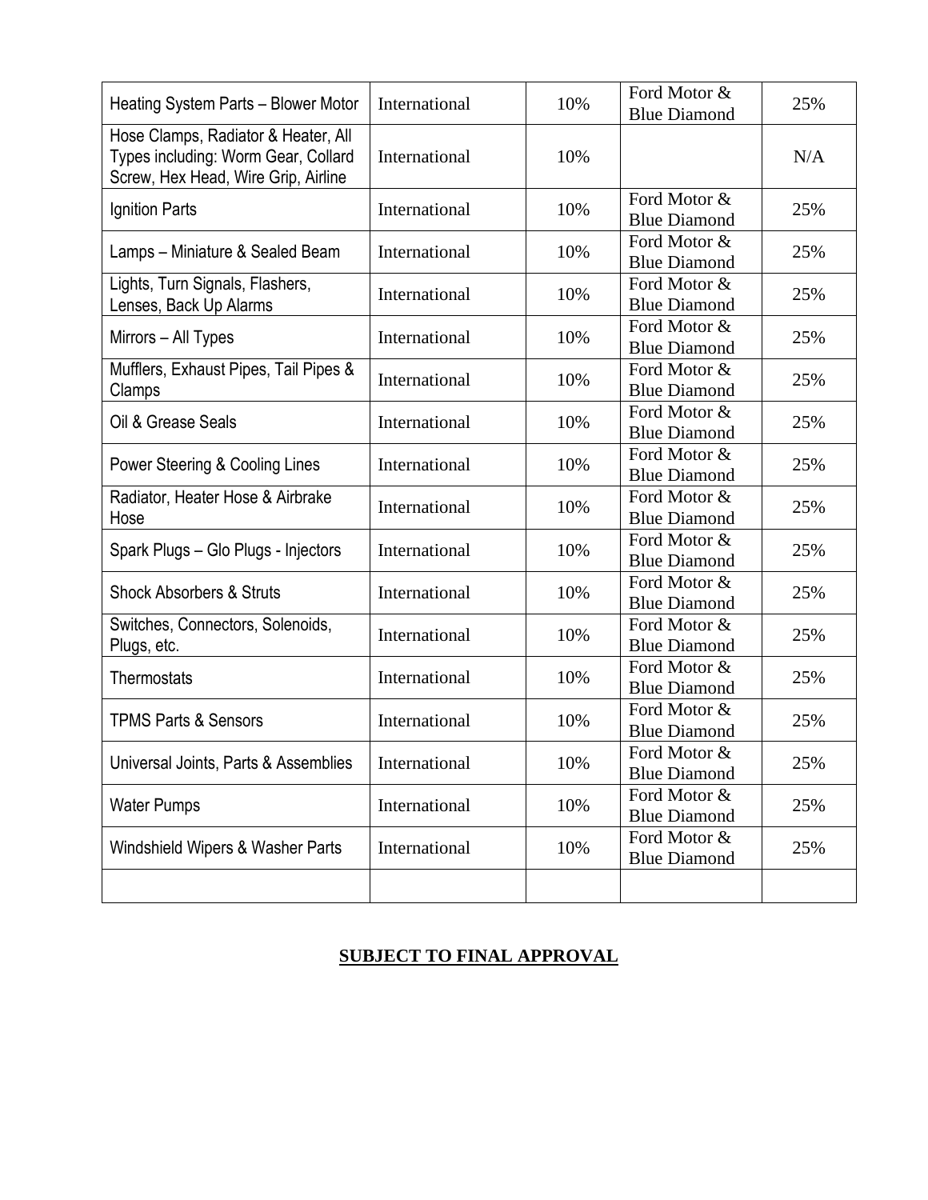| | | | | |
|---|---|---|---|---|
| Heating System Parts – Blower Motor | International | 10% | Ford Motor & Blue Diamond | 25% |
| Hose Clamps, Radiator & Heater, All Types including: Worm Gear, Collard Screw, Hex Head, Wire Grip, Airline | International | 10% | | N/A |
| Ignition Parts | International | 10% | Ford Motor & Blue Diamond | 25% |
| Lamps – Miniature & Sealed Beam | International | 10% | Ford Motor & Blue Diamond | 25% |
| Lights, Turn Signals, Flashers, Lenses, Back Up Alarms | International | 10% | Ford Motor & Blue Diamond | 25% |
| Mirrors – All Types | International | 10% | Ford Motor & Blue Diamond | 25% |
| Mufflers, Exhaust Pipes, Tail Pipes & Clamps | International | 10% | Ford Motor & Blue Diamond | 25% |
| Oil & Grease Seals | International | 10% | Ford Motor & Blue Diamond | 25% |
| Power Steering & Cooling Lines | International | 10% | Ford Motor & Blue Diamond | 25% |
| Radiator, Heater Hose & Airbrake Hose | International | 10% | Ford Motor & Blue Diamond | 25% |
| Spark Plugs – Glo Plugs - Injectors | International | 10% | Ford Motor & Blue Diamond | 25% |
| Shock Absorbers & Struts | International | 10% | Ford Motor & Blue Diamond | 25% |
| Switches, Connectors, Solenoids, Plugs, etc. | International | 10% | Ford Motor & Blue Diamond | 25% |
| Thermostats | International | 10% | Ford Motor & Blue Diamond | 25% |
| TPMS Parts & Sensors | International | 10% | Ford Motor & Blue Diamond | 25% |
| Universal Joints, Parts & Assemblies | International | 10% | Ford Motor & Blue Diamond | 25% |
| Water Pumps | International | 10% | Ford Motor & Blue Diamond | 25% |
| Windshield Wipers & Washer Parts | International | 10% | Ford Motor & Blue Diamond | 25% |
| | | | | |

**SUBJECT TO FINAL APPROVAL**